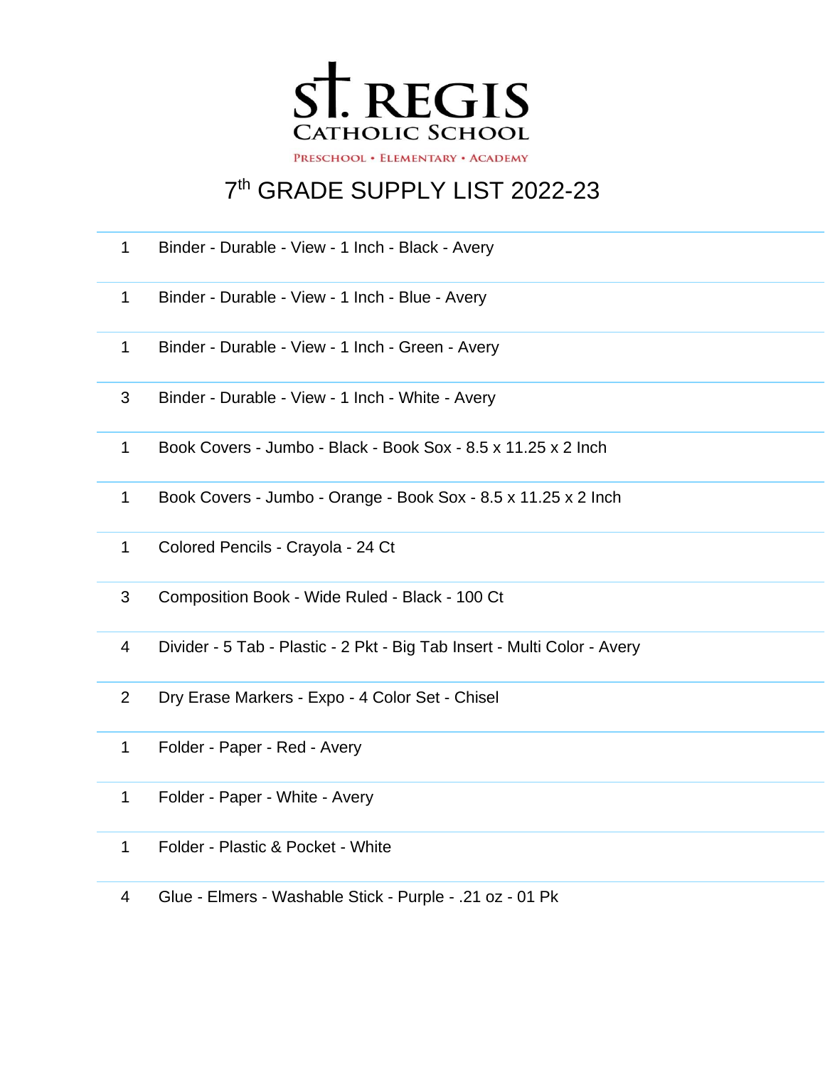# ST. REGIS
## CATHOLIC SCHOOL

PRESCHOOL • ELEMENTARY • ACADEMY

## 7th GRADE SUPPLY LIST 2022-23

| | |
|---|---|
| 1 | Binder - Durable - View - 1 Inch - Black - Avery |
| 1 | Binder - Durable - View - 1 Inch - Blue - Avery |
| 1 | Binder - Durable - View - 1 Inch - Green - Avery |
| 3 | Binder - Durable - View - 1 Inch - White - Avery |
| 1 | Book Covers - Jumbo - Black - Book Sox - 8.5 x 11.25 x 2 Inch |
| 1 | Book Covers - Jumbo - Orange - Book Sox - 8.5 x 11.25 x 2 Inch |
| 1 | Colored Pencils - Crayola - 24 Ct |
| 3 | Composition Book - Wide Ruled - Black - 100 Ct |
| 4 | Divider - 5 Tab - Plastic - 2 Pkt - Big Tab Insert - Multi Color - Avery |
| 2 | Dry Erase Markers - Expo - 4 Color Set - Chisel |
| 1 | Folder - Paper - Red - Avery |
| 1 | Folder - Paper - White - Avery |
| 1 | Folder - Plastic & Pocket - White |
| 4 | Glue - Elmers - Washable Stick - Purple - .21 oz - 01 Pk |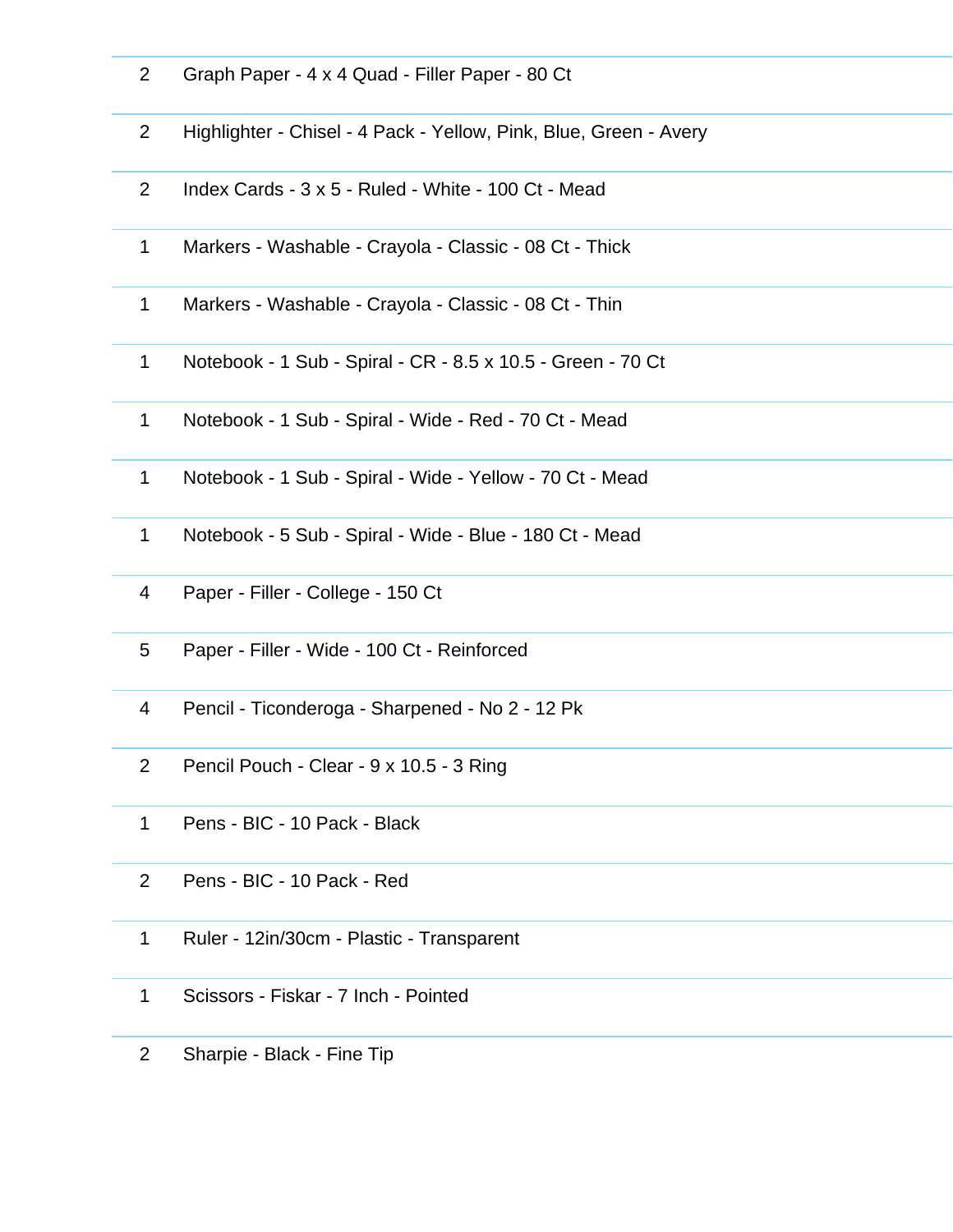| | |
|---|---|
| 2 | Graph Paper - 4 x 4 Quad - Filler Paper - 80 Ct |
| 2 | Highlighter - Chisel - 4 Pack - Yellow, Pink, Blue, Green - Avery |
| 2 | Index Cards - 3 x 5 - Ruled - White - 100 Ct - Mead |
| 1 | Markers - Washable - Crayola - Classic - 08 Ct - Thick |
| 1 | Markers - Washable - Crayola - Classic - 08 Ct - Thin |
| 1 | Notebook - 1 Sub - Spiral - CR - 8.5 x 10.5 - Green - 70 Ct |
| 1 | Notebook - 1 Sub - Spiral - Wide - Red - 70 Ct - Mead |
| 1 | Notebook - 1 Sub - Spiral - Wide - Yellow - 70 Ct - Mead |
| 1 | Notebook - 5 Sub - Spiral - Wide - Blue - 180 Ct - Mead |
| 4 | Paper - Filler - College - 150 Ct |
| 5 | Paper - Filler - Wide - 100 Ct - Reinforced |
| 4 | Pencil - Ticonderoga - Sharpened - No 2 - 12 Pk |
| 2 | Pencil Pouch - Clear - 9 x 10.5 - 3 Ring |
| 1 | Pens - BIC - 10 Pack - Black |
| 2 | Pens - BIC - 10 Pack - Red |
| 1 | Ruler - 12in/30cm - Plastic - Transparent |
| 1 | Scissors - Fiskar - 7 Inch - Pointed |
| 2 | Sharpie - Black - Fine Tip |